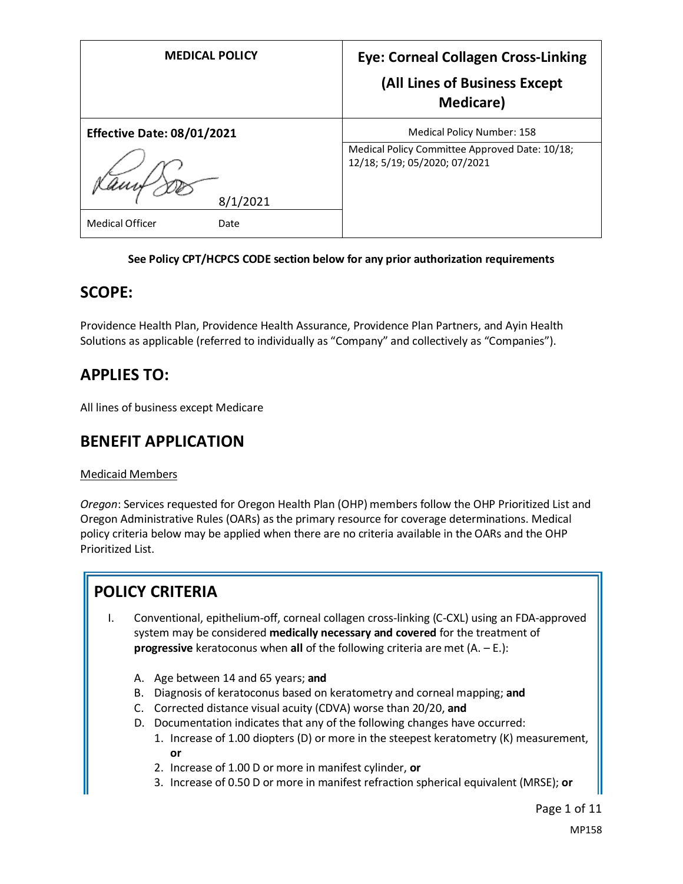| MEDICAL POLICY | Eye: Corneal Collagen Cross-Linking (All Lines of Business Except Medicare) |
|---|---|
| **Effective Date: 08/01/2021** | Medical Policy Number: 158 |
| 8/1/2021 | Medical Policy Committee Approved Date: 10/18; 12/18; 5/19; 05/2020; 07/2021 |
| Medical Officer Date | |

**See Policy CPT/HCPCS CODE section below for any prior authorization requirements**

## SCOPE:

Providence Health Plan, Providence Health Assurance, Providence Plan Partners, and Ayin Health Solutions as applicable (referred to individually as "Company" and collectively as "Companies").

## APPLIES TO:

All lines of business except Medicare

## BENEFIT APPLICATION

Medicaid Members

*Oregon*: Services requested for Oregon Health Plan (OHP) members follow the OHP Prioritized List and Oregon Administrative Rules (OARs) as the primary resource for coverage determinations. Medical policy criteria below may be applied when there are no criteria available in the OARs and the OHP Prioritized List.

## POLICY CRITERIA

I. Conventional, epithelium-off, corneal collagen cross-linking (C-CXL) using an FDA-approved system may be considered **medically necessary and covered** for the treatment of **progressive** keratoconus when **all** of the following criteria are met (A. – E.):

   A. Age between 14 and 65 years; **and**
   B. Diagnosis of keratoconus based on keratometry and corneal mapping; **and**
   C. Corrected distance visual acuity (CDVA) worse than 20/20, **and**
   D. Documentation indicates that any of the following changes have occurred:
      1. Increase of 1.00 diopters (D) or more in the steepest keratometry (K) measurement, **or**
      2. Increase of 1.00 D or more in manifest cylinder, **or**
      3. Increase of 0.50 D or more in manifest refraction spherical equivalent (MRSE); **or**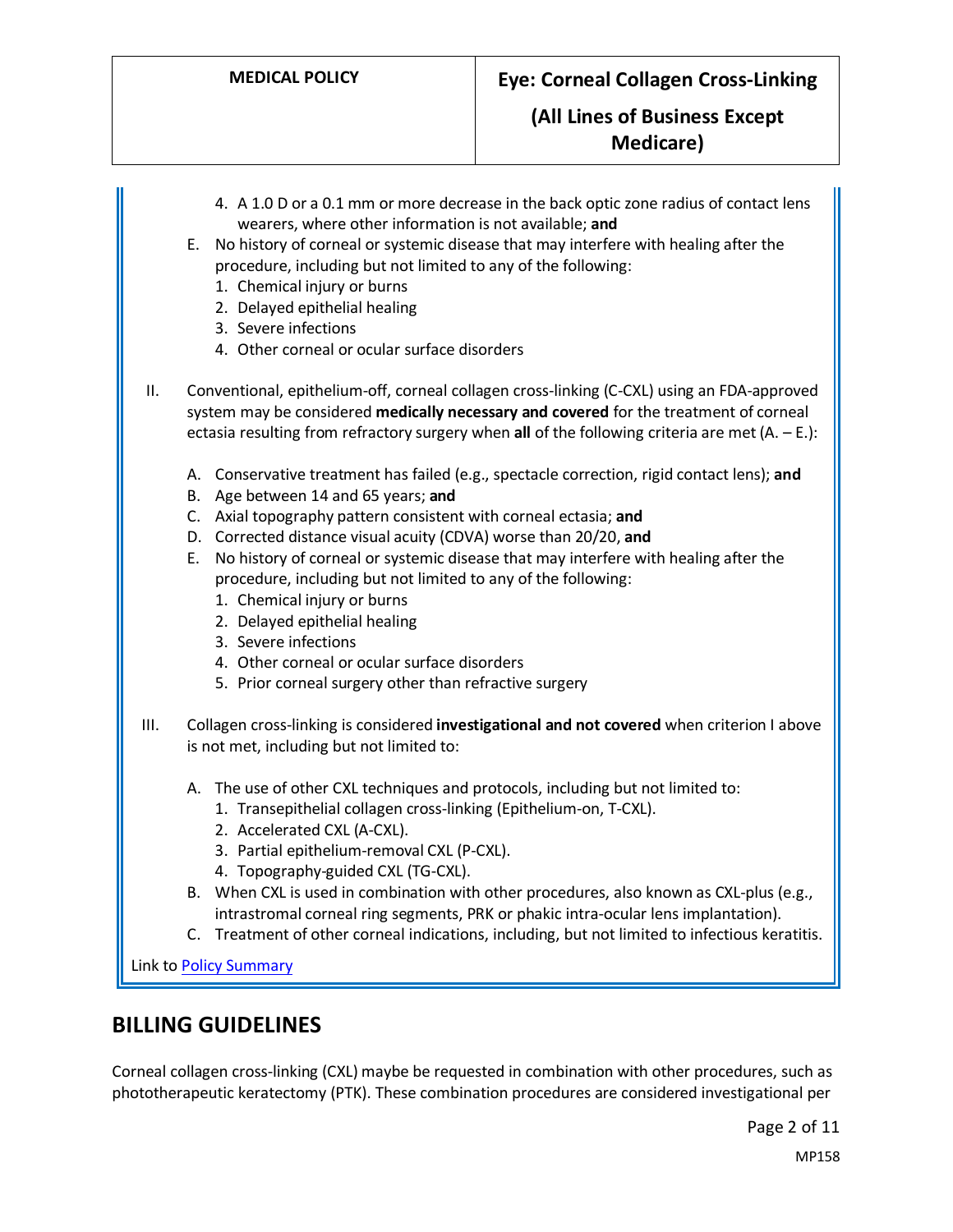4. A 1.0 D or a 0.1 mm or more decrease in the back optic zone radius of contact lens wearers, where other information is not available; **and**

E. No history of corneal or systemic disease that may interfere with healing after the procedure, including but not limited to any of the following:
   1. Chemical injury or burns
   2. Delayed epithelial healing
   3. Severe infections
   4. Other corneal or ocular surface disorders

II. Conventional, epithelium-off, corneal collagen cross-linking (C-CXL) using an FDA-approved system may be considered **medically necessary and covered** for the treatment of corneal ectasia resulting from refractory surgery when **all** of the following criteria are met (A. – E.):

   A. Conservative treatment has failed (e.g., spectacle correction, rigid contact lens); **and**
   B. Age between 14 and 65 years; **and**
   C. Axial topography pattern consistent with corneal ectasia; **and**
   D. Corrected distance visual acuity (CDVA) worse than 20/20, **and**
   E. No history of corneal or systemic disease that may interfere with healing after the procedure, including but not limited to any of the following:
      1. Chemical injury or burns
      2. Delayed epithelial healing
      3. Severe infections
      4. Other corneal or ocular surface disorders
      5. Prior corneal surgery other than refractive surgery

III. Collagen cross-linking is considered **investigational and not covered** when criterion I above is not met, including but not limited to:

   A. The use of other CXL techniques and protocols, including but not limited to:
      1. Transepithelial collagen cross-linking (Epithelium-on, T-CXL).
      2. Accelerated CXL (A-CXL).
      3. Partial epithelium-removal CXL (P-CXL).
      4. Topography-guided CXL (TG-CXL).
   B. When CXL is used in combination with other procedures, also known as CXL-plus (e.g., intrastromal corneal ring segments, PRK or phakic intra-ocular lens implantation).
   C. Treatment of other corneal indications, including, but not limited to infectious keratitis.

Link to Policy Summary

## BILLING GUIDELINES

Corneal collagen cross-linking (CXL) maybe be requested in combination with other procedures, such as phototherapeutic keratectomy (PTK). These combination procedures are considered investigational per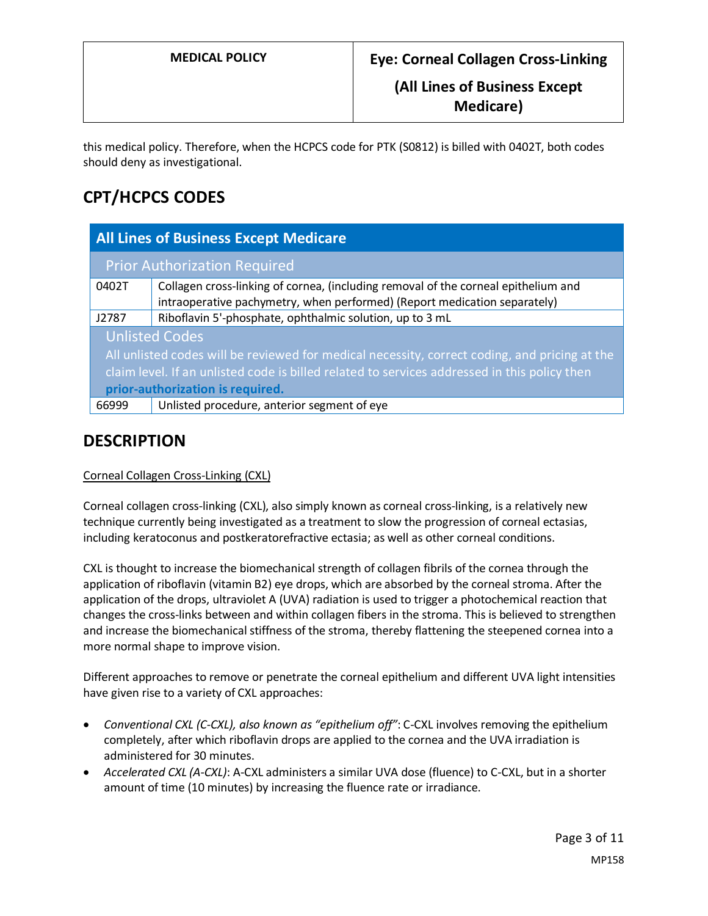this medical policy. Therefore, when the HCPCS code for PTK (S0812) is billed with 0402T, both codes should deny as investigational.

## CPT/HCPCS CODES

| All Lines of Business Except Medicare | |
|---|---|
| Prior Authorization Required | |
| 0402T | Collagen cross-linking of cornea, (including removal of the corneal epithelium and intraoperative pachymetry, when performed) (Report medication separately) |
| J2787 | Riboflavin 5'-phosphate, ophthalmic solution, up to 3 mL |
| Unlisted Codes<br>All unlisted codes will be reviewed for medical necessity, correct coding, and pricing at the claim level. If an unlisted code is billed related to services addressed in this policy then **prior-authorization is required.** | |
| 66999 | Unlisted procedure, anterior segment of eye |

## DESCRIPTION

Corneal Collagen Cross-Linking (CXL)

Corneal collagen cross-linking (CXL), also simply known as corneal cross-linking, is a relatively new technique currently being investigated as a treatment to slow the progression of corneal ectasias, including keratoconus and postkeratorefractive ectasia; as well as other corneal conditions.

CXL is thought to increase the biomechanical strength of collagen fibrils of the cornea through the application of riboflavin (vitamin B2) eye drops, which are absorbed by the corneal stroma. After the application of the drops, ultraviolet A (UVA) radiation is used to trigger a photochemical reaction that changes the cross-links between and within collagen fibers in the stroma. This is believed to strengthen and increase the biomechanical stiffness of the stroma, thereby flattening the steepened cornea into a more normal shape to improve vision.

Different approaches to remove or penetrate the corneal epithelium and different UVA light intensities have given rise to a variety of CXL approaches:

- *Conventional CXL (C-CXL), also known as "epithelium off"*: C-CXL involves removing the epithelium completely, after which riboflavin drops are applied to the cornea and the UVA irradiation is administered for 30 minutes.
- *Accelerated CXL (A-CXL)*: A-CXL administers a similar UVA dose (fluence) to C-CXL, but in a shorter amount of time (10 minutes) by increasing the fluence rate or irradiance.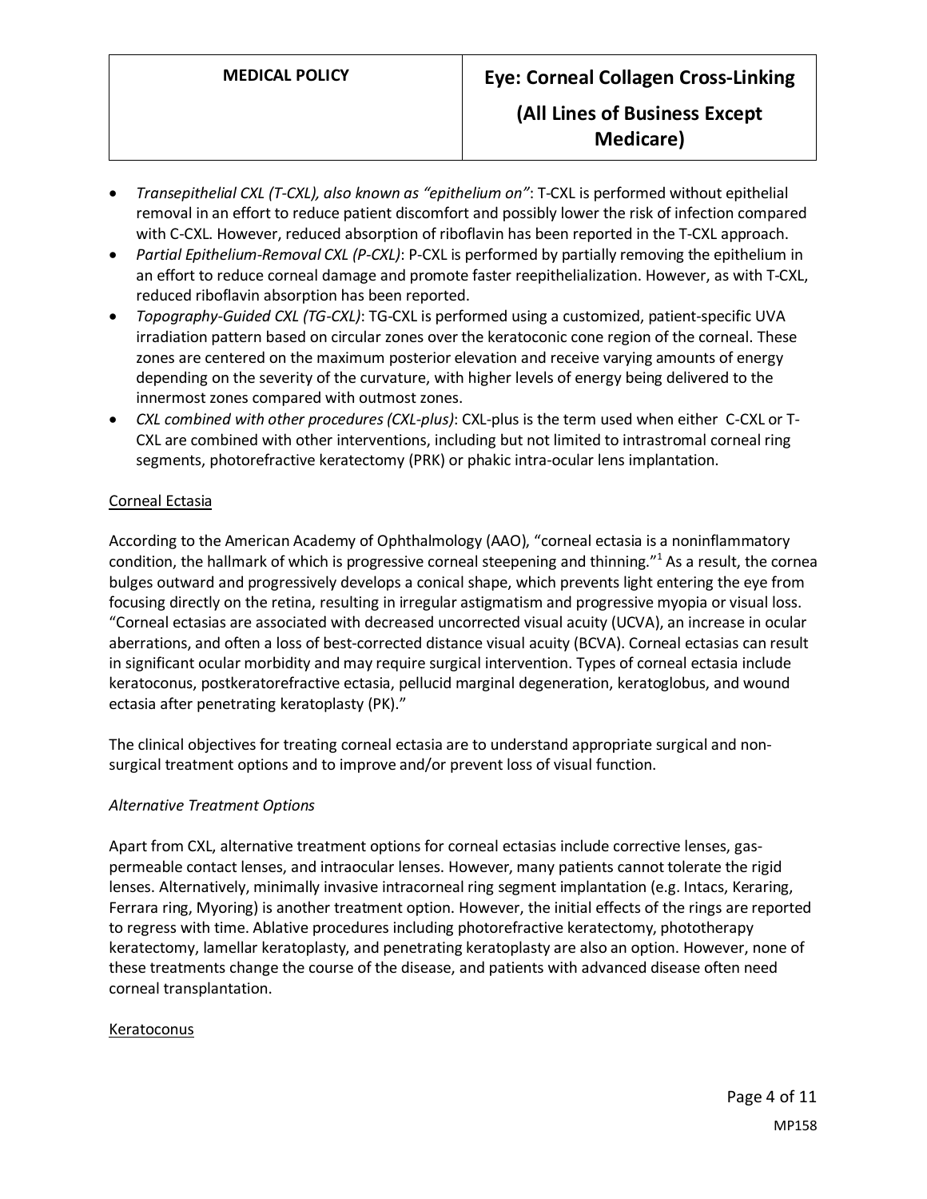- *Transepithelial CXL (T-CXL), also known as "epithelium on"*: T-CXL is performed without epithelial removal in an effort to reduce patient discomfort and possibly lower the risk of infection compared with C-CXL. However, reduced absorption of riboflavin has been reported in the T-CXL approach.
- *Partial Epithelium-Removal CXL (P-CXL)*: P-CXL is performed by partially removing the epithelium in an effort to reduce corneal damage and promote faster reepithelialization. However, as with T-CXL, reduced riboflavin absorption has been reported.
- *Topography-Guided CXL (TG-CXL)*: TG-CXL is performed using a customized, patient-specific UVA irradiation pattern based on circular zones over the keratoconic cone region of the cornea. These zones are centered on the maximum posterior elevation and receive varying amounts of energy depending on the severity of the curvature, with higher levels of energy being delivered to the innermost zones compared with outmost zones.
- *CXL combined with other procedures (CXL-plus)*: CXL-plus is the term used when either C-CXL or T-CXL are combined with other interventions, including but not limited to intrastromal corneal ring segments, photorefractive keratectomy (PRK) or phakic intra-ocular lens implantation.

Corneal Ectasia

According to the American Academy of Ophthalmology (AAO), "corneal ectasia is a noninflammatory condition, the hallmark of which is progressive corneal steepening and thinning."[1] As a result, the cornea bulges outward and progressively develops a conical shape, which prevents light entering the eye from focusing directly on the retina, resulting in irregular astigmatism and progressive myopia or visual loss. "Corneal ectasias are associated with decreased uncorrected visual acuity (UCVA), an increase in ocular aberrations, and often a loss of best-corrected distance visual acuity (BCVA). Corneal ectasias can result in significant ocular morbidity and may require surgical intervention. Types of corneal ectasia include keratoconus, postkeratorefractive ectasia, pellucid marginal degeneration, keratoglobus, and wound ectasia after penetrating keratoplasty (PK)."

The clinical objectives for treating corneal ectasia are to understand appropriate surgical and non-surgical treatment options and to improve and/or prevent loss of visual function.

*Alternative Treatment Options*

Apart from CXL, alternative treatment options for corneal ectasias include corrective lenses, gas-permeable contact lenses, and intraocular lenses. However, many patients cannot tolerate the rigid lenses. Alternatively, minimally invasive intracorneal ring segment implantation (e.g. Intacs, Keraring, Ferrara ring, Myoring) is another treatment option. However, the initial effects of the rings are reported to regress with time. Ablative procedures including photorefractive keratectomy, phototherapy keratectomy, lamellar keratoplasty, and penetrating keratoplasty are also an option. However, none of these treatments change the course of the disease, and patients with advanced disease often need corneal transplantation.

Keratoconus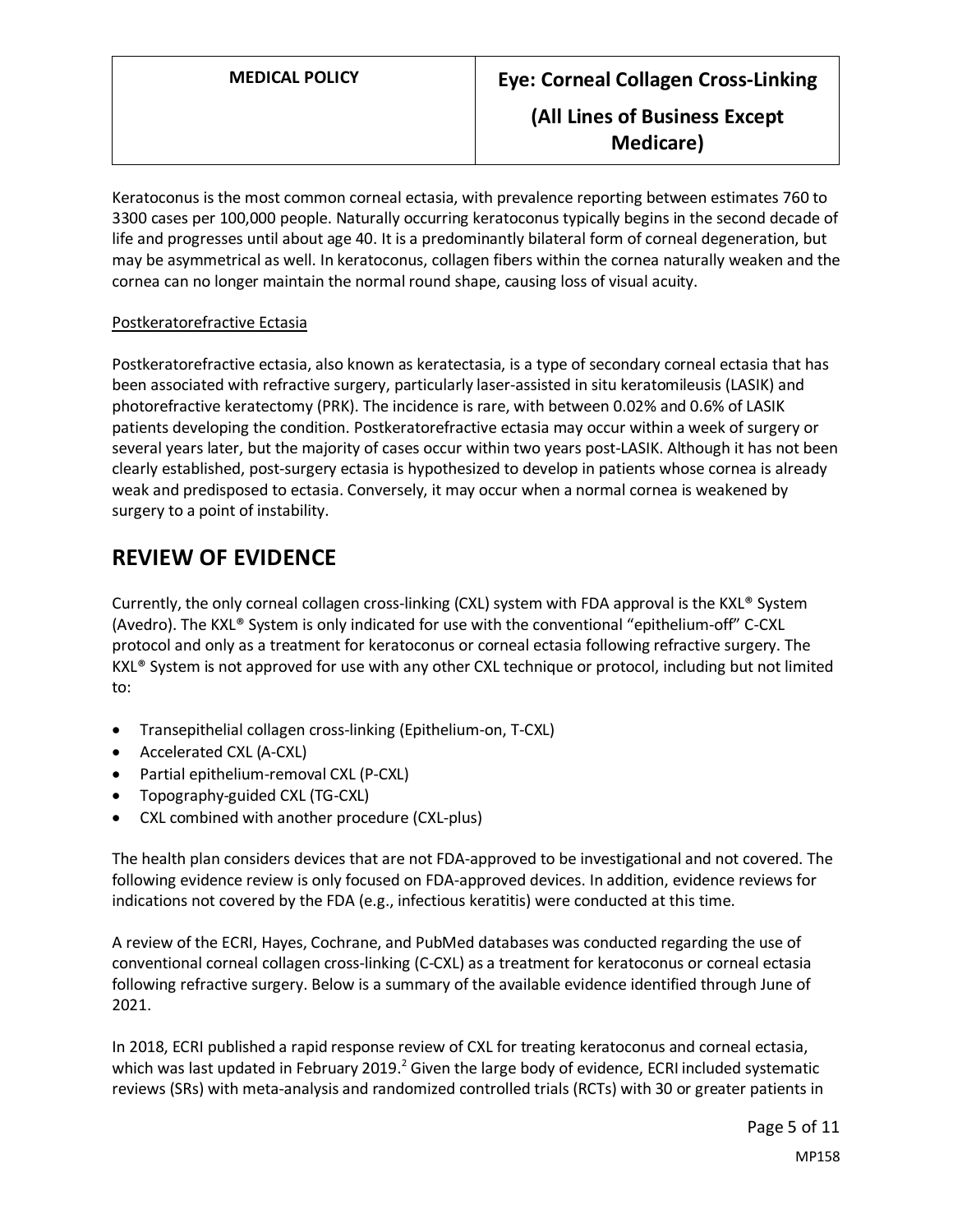Keratoconus is the most common corneal ectasia, with prevalence reporting between estimates 760 to 3300 cases per 100,000 people. Naturally occurring keratoconus typically begins in the second decade of life and progresses until about age 40. It is a predominantly bilateral form of corneal degeneration, but may be asymmetrical as well. In keratoconus, collagen fibers within the cornea naturally weaken and the cornea can no longer maintain the normal round shape, causing loss of visual acuity.

<u>Postkeratorefractive Ectasia</u>

Postkeratorefractive ectasia, also known as keratectasia, is a type of secondary corneal ectasia that has been associated with refractive surgery, particularly laser-assisted in situ keratomileusis (LASIK) and photorefractive keratectomy (PRK). The incidence is rare, with between 0.02% and 0.6% of LASIK patients developing the condition. Postkeratorefractive ectasia may occur within a week of surgery or several years later, but the majority of cases occur within two years post-LASIK. Although it has not been clearly established, post-surgery ectasia is hypothesized to develop in patients whose cornea is already weak and predisposed to ectasia. Conversely, it may occur when a normal cornea is weakened by surgery to a point of instability.

## REVIEW OF EVIDENCE

Currently, the only corneal collagen cross-linking (CXL) system with FDA approval is the KXL® System (Avedro). The KXL® System is only indicated for use with the conventional "epithelium-off" C-CXL protocol and only as a treatment for keratoconus or corneal ectasia following refractive surgery. The KXL® System is not approved for use with any other CXL technique or protocol, including but not limited to:

- Transepithelial collagen cross-linking (Epithelium-on, T-CXL)
- Accelerated CXL (A-CXL)
- Partial epithelium-removal CXL (P-CXL)
- Topography-guided CXL (TG-CXL)
- CXL combined with another procedure (CXL-plus)

The health plan considers devices that are not FDA-approved to be investigational and not covered. The following evidence review is only focused on FDA-approved devices. In addition, evidence reviews for indications not covered by the FDA (e.g., infectious keratitis) were conducted at this time.

A review of the ECRI, Hayes, Cochrane, and PubMed databases was conducted regarding the use of conventional corneal collagen cross-linking (C-CXL) as a treatment for keratoconus or corneal ectasia following refractive surgery. Below is a summary of the available evidence identified through June of 2021.

In 2018, ECRI published a rapid response review of CXL for treating keratoconus and corneal ectasia, which was last updated in February 2019.[2] Given the large body of evidence, ECRI included systematic reviews (SRs) with meta-analysis and randomized controlled trials (RCTs) with 30 or greater patients in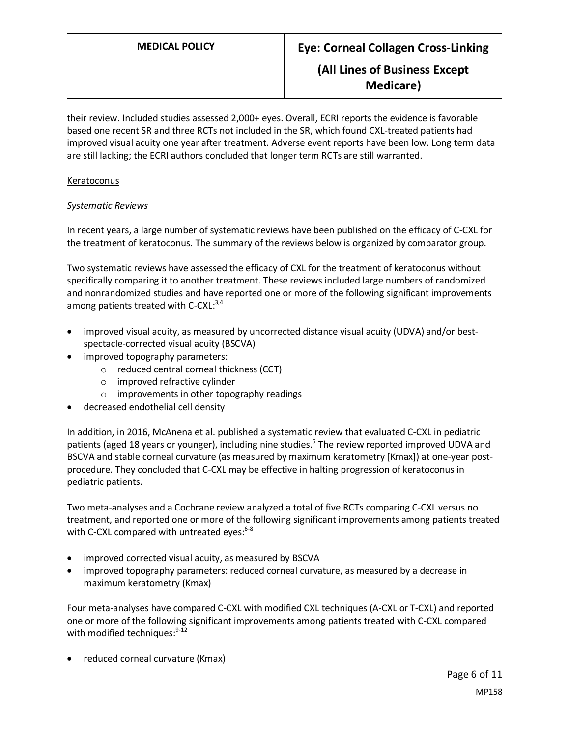their review. Included studies assessed 2,000+ eyes. Overall, ECRI reports the evidence is favorable based one recent SR and three RCTs not included in the SR, which found CXL-treated patients had improved visual acuity one year after treatment. Adverse event reports have been low. Long term data are still lacking; the ECRI authors concluded that longer term RCTs are still warranted.

<u>Keratoconus</u>

*Systematic Reviews*

In recent years, a large number of systematic reviews have been published on the efficacy of C-CXL for the treatment of keratoconus. The summary of the reviews below is organized by comparator group.

Two systematic reviews have assessed the efficacy of CXL for the treatment of keratoconus without specifically comparing it to another treatment. These reviews included large numbers of randomized and nonrandomized studies and have reported one or more of the following significant improvements among patients treated with C-CXL:[3,4]

- improved visual acuity, as measured by uncorrected distance visual acuity (UDVA) and/or best-spectacle-corrected visual acuity (BSCVA)
- improved topography parameters:
    - reduced central corneal thickness (CCT)
    - improved refractive cylinder
    - improvements in other topography readings
- decreased endothelial cell density

In addition, in 2016, McAnena et al. published a systematic review that evaluated C-CXL in pediatric patients (aged 18 years or younger), including nine studies.[5] The review reported improved UDVA and BSCVA and stable corneal curvature (as measured by maximum keratometry [Kmax]) at one-year post-procedure. They concluded that C-CXL may be effective in halting progression of keratoconus in pediatric patients.

Two meta-analyses and a Cochrane review analyzed a total of five RCTs comparing C-CXL versus no treatment, and reported one or more of the following significant improvements among patients treated with C-CXL compared with untreated eyes:[6-8]

- improved corrected visual acuity, as measured by BSCVA
- improved topography parameters: reduced corneal curvature, as measured by a decrease in maximum keratometry (Kmax)

Four meta-analyses have compared C-CXL with modified CXL techniques (A-CXL or T-CXL) and reported one or more of the following significant improvements among patients treated with C-CXL compared with modified techniques:[9-12]

- reduced corneal curvature (Kmax)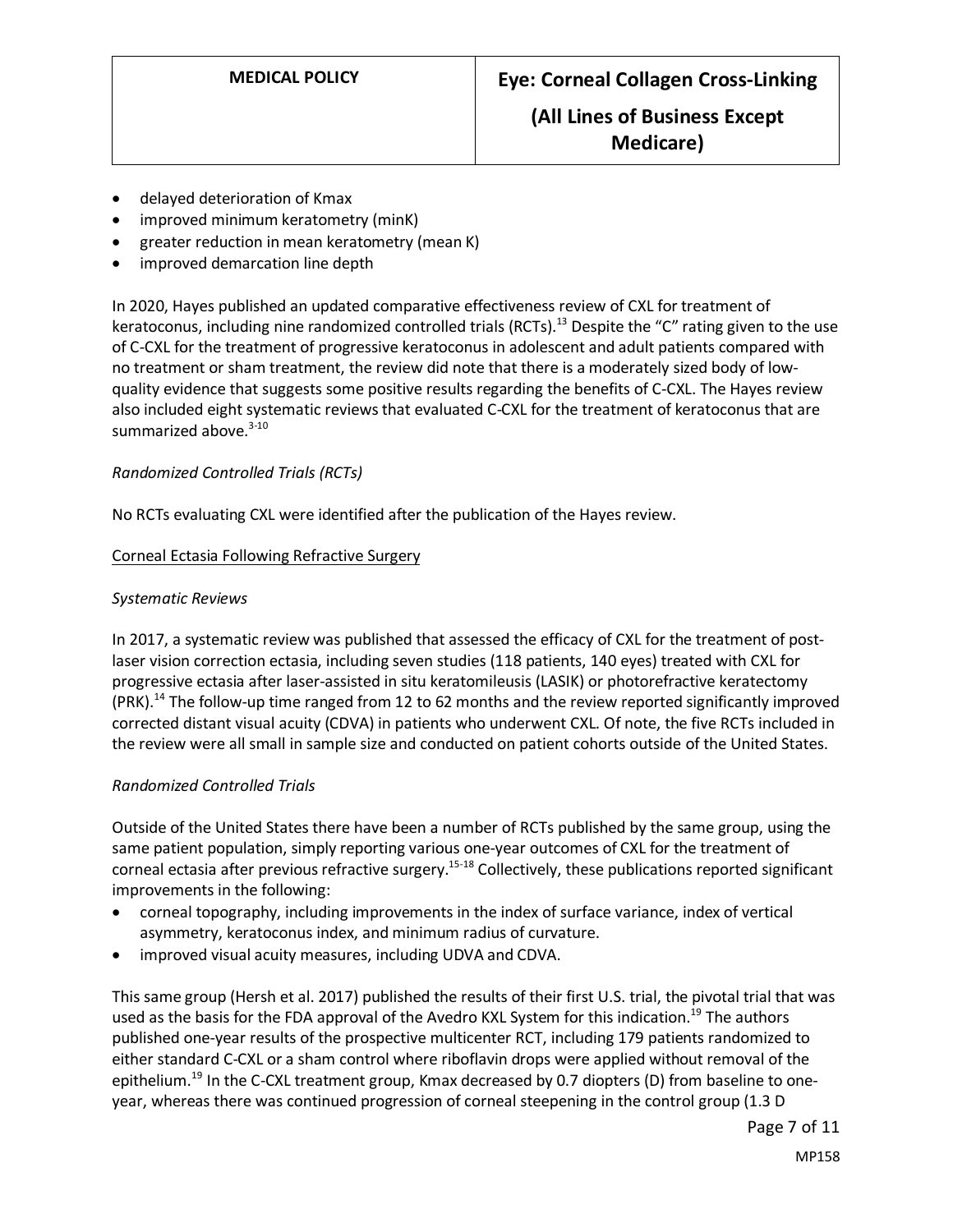- delayed deterioration of Kmax
- improved minimum keratometry (minK)
- greater reduction in mean keratometry (mean K)
- improved demarcation line depth

In 2020, Hayes published an updated comparative effectiveness review of CXL for treatment of keratoconus, including nine randomized controlled trials (RCTs).[13] Despite the "C" rating given to the use of C-CXL for the treatment of progressive keratoconus in adolescent and adult patients compared with no treatment or sham treatment, the review did note that there is a moderately sized body of low-quality evidence that suggests some positive results regarding the benefits of C-CXL. The Hayes review also included eight systematic reviews that evaluated C-CXL for the treatment of keratoconus that are summarized above.[3-10]

*Randomized Controlled Trials (RCTs)*

No RCTs evaluating CXL were identified after the publication of the Hayes review.

<u>Corneal Ectasia Following Refractive Surgery</u>

*Systematic Reviews*

In 2017, a systematic review was published that assessed the efficacy of CXL for the treatment of post-laser vision correction ectasia, including seven studies (118 patients, 140 eyes) treated with CXL for progressive ectasia after laser-assisted in situ keratomileusis (LASIK) or photorefractive keratectomy (PRK).[14] The follow-up time ranged from 12 to 62 months and the review reported significantly improved corrected distant visual acuity (CDVA) in patients who underwent CXL. Of note, the five RCTs included in the review were all small in sample size and conducted on patient cohorts outside of the United States.

*Randomized Controlled Trials*

Outside of the United States there have been a number of RCTs published by the same group, using the same patient population, simply reporting various one-year outcomes of CXL for the treatment of corneal ectasia after previous refractive surgery.[15-18] Collectively, these publications reported significant improvements in the following:

- corneal topography, including improvements in the index of surface variance, index of vertical asymmetry, keratoconus index, and minimum radius of curvature.
- improved visual acuity measures, including UDVA and CDVA.

This same group (Hersh et al. 2017) published the results of their first U.S. trial, the pivotal trial that was used as the basis for the FDA approval of the Avedro KXL System for this indication.[19] The authors published one-year results of the prospective multicenter RCT, including 179 patients randomized to either standard C-CXL or a sham control where riboflavin drops were applied without removal of the epithelium.[19] In the C-CXL treatment group, Kmax decreased by 0.7 diopters (D) from baseline to one-year, whereas there was continued progression of corneal steepening in the control group (1.3 D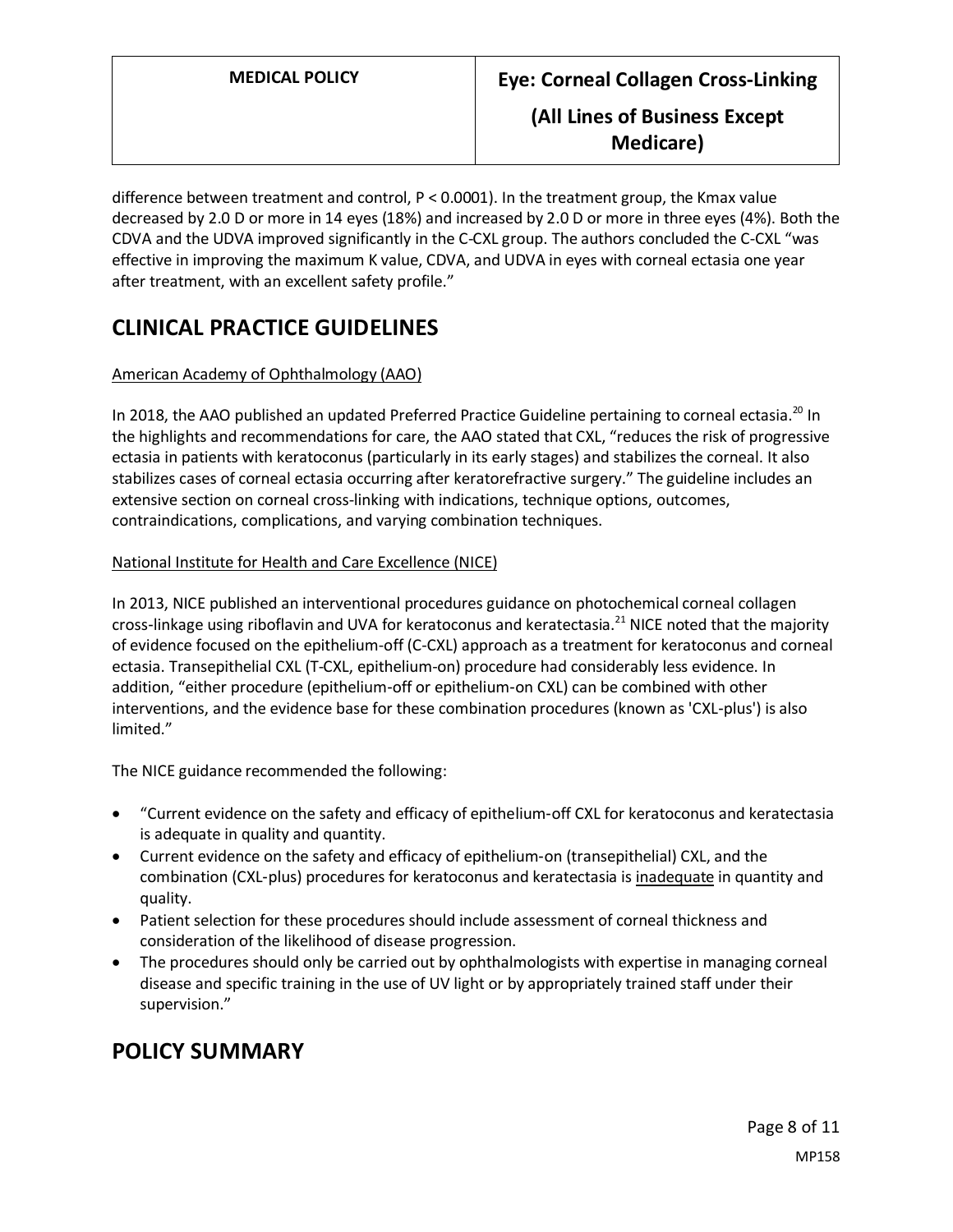difference between treatment and control, P < 0.0001). In the treatment group, the Kmax value decreased by 2.0 D or more in 14 eyes (18%) and increased by 2.0 D or more in three eyes (4%). Both the CDVA and the UDVA improved significantly in the C-CXL group. The authors concluded the C-CXL "was effective in improving the maximum K value, CDVA, and UDVA in eyes with corneal ectasia one year after treatment, with an excellent safety profile."

## CLINICAL PRACTICE GUIDELINES

American Academy of Ophthalmology (AAO)

In 2018, the AAO published an updated Preferred Practice Guideline pertaining to corneal ectasia.[20] In the highlights and recommendations for care, the AAO stated that CXL, "reduces the risk of progressive ectasia in patients with keratoconus (particularly in its early stages) and stabilizes the corneal. It also stabilizes cases of corneal ectasia occurring after keratorefractive surgery." The guideline includes an extensive section on corneal cross-linking with indications, technique options, outcomes, contraindications, complications, and varying combination techniques.

National Institute for Health and Care Excellence (NICE)

In 2013, NICE published an interventional procedures guidance on photochemical corneal collagen cross-linkage using riboflavin and UVA for keratoconus and keratectasia.[21] NICE noted that the majority of evidence focused on the epithelium-off (C-CXL) approach as a treatment for keratoconus and corneal ectasia. Transepithelial CXL (T-CXL, epithelium-on) procedure had considerably less evidence. In addition, "either procedure (epithelium-off or epithelium-on CXL) can be combined with other interventions, and the evidence base for these combination procedures (known as 'CXL-plus') is also limited."

The NICE guidance recommended the following:

- "Current evidence on the safety and efficacy of epithelium-off CXL for keratoconus and keratectasia is adequate in quality and quantity.
- Current evidence on the safety and efficacy of epithelium-on (transepithelial) CXL, and the combination (CXL-plus) procedures for keratoconus and keratectasia is inadequate in quantity and quality.
- Patient selection for these procedures should include assessment of corneal thickness and consideration of the likelihood of disease progression.
- The procedures should only be carried out by ophthalmologists with expertise in managing corneal disease and specific training in the use of UV light or by appropriately trained staff under their supervision."

## POLICY SUMMARY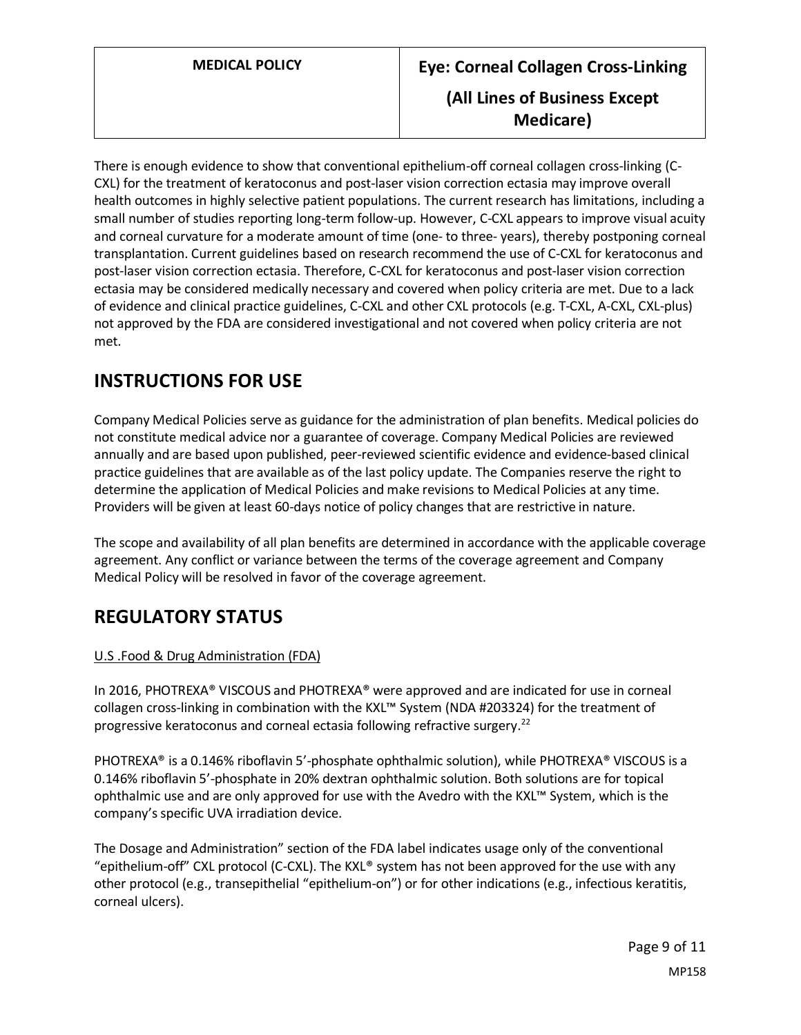There is enough evidence to show that conventional epithelium-off corneal collagen cross-linking (C-CXL) for the treatment of keratoconus and post-laser vision correction ectasia may improve overall health outcomes in highly selective patient populations. The current research has limitations, including a small number of studies reporting long-term follow-up. However, C-CXL appears to improve visual acuity and corneal curvature for a moderate amount of time (one- to three- years), thereby postponing corneal transplantation. Current guidelines based on research recommend the use of C-CXL for keratoconus and post-laser vision correction ectasia. Therefore, C-CXL for keratoconus and post-laser vision correction ectasia may be considered medically necessary and covered when policy criteria are met. Due to a lack of evidence and clinical practice guidelines, C-CXL and other CXL protocols (e.g. T-CXL, A-CXL, CXL-plus) not approved by the FDA are considered investigational and not covered when policy criteria are not met.

# INSTRUCTIONS FOR USE

Company Medical Policies serve as guidance for the administration of plan benefits. Medical policies do not constitute medical advice nor a guarantee of coverage. Company Medical Policies are reviewed annually and are based upon published, peer-reviewed scientific evidence and evidence-based clinical practice guidelines that are available as of the last policy update. The Companies reserve the right to determine the application of Medical Policies and make revisions to Medical Policies at any time. Providers will be given at least 60-days notice of policy changes that are restrictive in nature.

The scope and availability of all plan benefits are determined in accordance with the applicable coverage agreement. Any conflict or variance between the terms of the coverage agreement and Company Medical Policy will be resolved in favor of the coverage agreement.

# REGULATORY STATUS

U.S .Food & Drug Administration (FDA)

In 2016, PHOTREXA® VISCOUS and PHOTREXA® were approved and are indicated for use in corneal collagen cross-linking in combination with the KXL™ System (NDA #203324) for the treatment of progressive keratoconus and corneal ectasia following refractive surgery.[22]

PHOTREXA® is a 0.146% riboflavin 5'-phosphate ophthalmic solution), while PHOTREXA® VISCOUS is a 0.146% riboflavin 5'-phosphate in 20% dextran ophthalmic solution. Both solutions are for topical ophthalmic use and are only approved for use with the Avedro with the KXL™ System, which is the company's specific UVA irradiation device.

The Dosage and Administration" section of the FDA label indicates usage only of the conventional "epithelium-off" CXL protocol (C-CXL). The KXL® system has not been approved for the use with any other protocol (e.g., transepithelial "epithelium-on") or for other indications (e.g., infectious keratitis, corneal ulcers).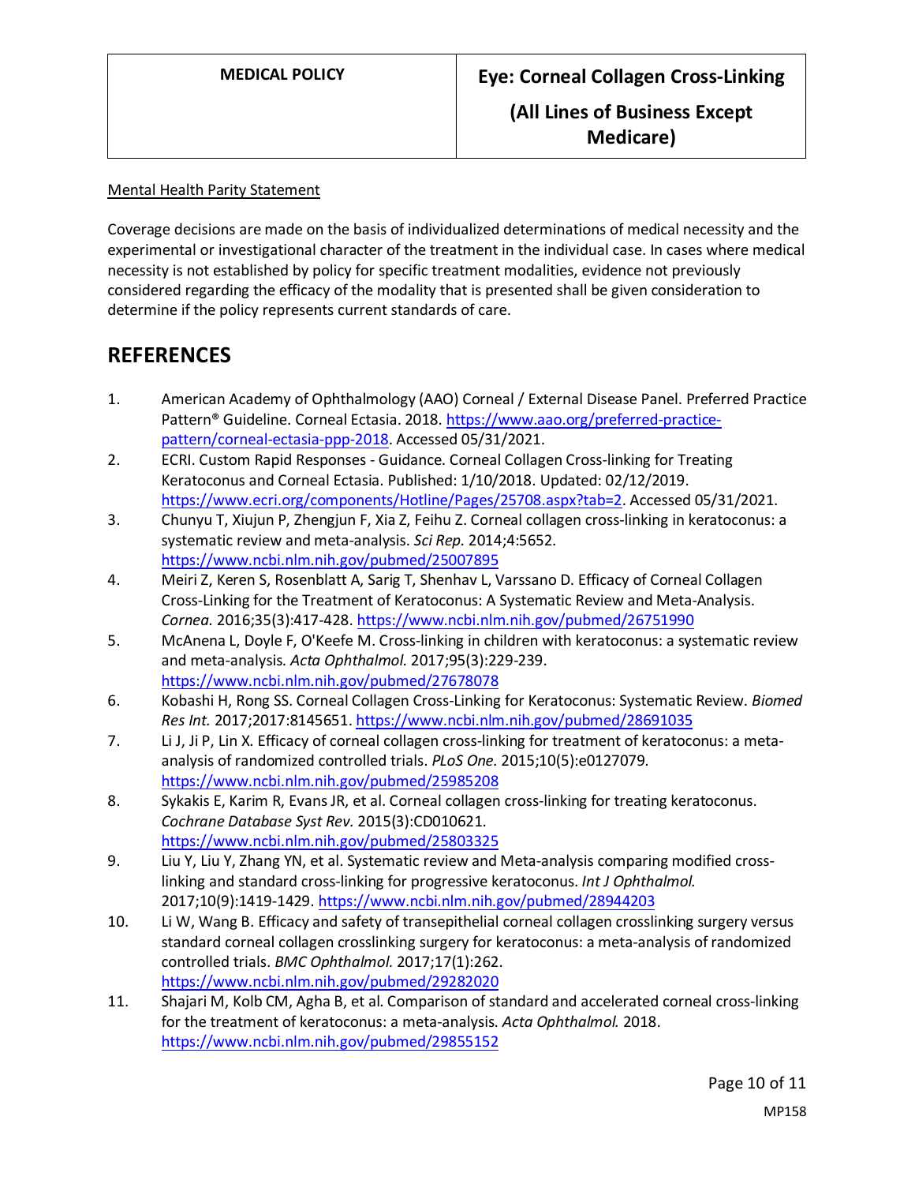Mental Health Parity Statement

Coverage decisions are made on the basis of individualized determinations of medical necessity and the experimental or investigational character of the treatment in the individual case. In cases where medical necessity is not established by policy for specific treatment modalities, evidence not previously considered regarding the efficacy of the modality that is presented shall be given consideration to determine if the policy represents current standards of care.

## REFERENCES

1. American Academy of Ophthalmology (AAO) Corneal / External Disease Panel. Preferred Practice Pattern® Guideline. Corneal Ectasia. 2018. https://www.aao.org/preferred-practice-pattern/corneal-ectasia-ppp-2018. Accessed 05/31/2021.
2. ECRI. Custom Rapid Responses - Guidance. Corneal Collagen Cross-linking for Treating Keratoconus and Corneal Ectasia. Published: 1/10/2018. Updated: 02/12/2019. https://www.ecri.org/components/Hotline/Pages/25708.aspx?tab=2. Accessed 05/31/2021.
3. Chunyu T, Xiujun P, Zhengjun F, Xia Z, Feihu Z. Corneal collagen cross-linking in keratoconus: a systematic review and meta-analysis. *Sci Rep.* 2014;4:5652. https://www.ncbi.nlm.nih.gov/pubmed/25007895
4. Meiri Z, Keren S, Rosenblatt A, Sarig T, Shenhav L, Varssano D. Efficacy of Corneal Collagen Cross-Linking for the Treatment of Keratoconus: A Systematic Review and Meta-Analysis. *Cornea.* 2016;35(3):417-428. https://www.ncbi.nlm.nih.gov/pubmed/26751990
5. McAnena L, Doyle F, O'Keefe M. Cross-linking in children with keratoconus: a systematic review and meta-analysis. *Acta Ophthalmol.* 2017;95(3):229-239. https://www.ncbi.nlm.nih.gov/pubmed/27678078
6. Kobashi H, Rong SS. Corneal Collagen Cross-Linking for Keratoconus: Systematic Review. *Biomed Res Int.* 2017;2017:8145651. https://www.ncbi.nlm.nih.gov/pubmed/28691035
7. Li J, Ji P, Lin X. Efficacy of corneal collagen cross-linking for treatment of keratoconus: a meta-analysis of randomized controlled trials. *PLoS One.* 2015;10(5):e0127079. https://www.ncbi.nlm.nih.gov/pubmed/25985208
8. Sykakis E, Karim R, Evans JR, et al. Corneal collagen cross-linking for treating keratoconus. *Cochrane Database Syst Rev.* 2015(3):CD010621. https://www.ncbi.nlm.nih.gov/pubmed/25803325
9. Liu Y, Liu Y, Zhang YN, et al. Systematic review and Meta-analysis comparing modified cross-linking and standard cross-linking for progressive keratoconus. *Int J Ophthalmol.* 2017;10(9):1419-1429. https://www.ncbi.nlm.nih.gov/pubmed/28944203
10. Li W, Wang B. Efficacy and safety of transepithelial corneal collagen crosslinking surgery versus standard corneal collagen crosslinking surgery for keratoconus: a meta-analysis of randomized controlled trials. *BMC Ophthalmol.* 2017;17(1):262. https://www.ncbi.nlm.nih.gov/pubmed/29282020
11. Shajari M, Kolb CM, Agha B, et al. Comparison of standard and accelerated corneal cross-linking for the treatment of keratoconus: a meta-analysis. *Acta Ophthalmol.* 2018. https://www.ncbi.nlm.nih.gov/pubmed/29855152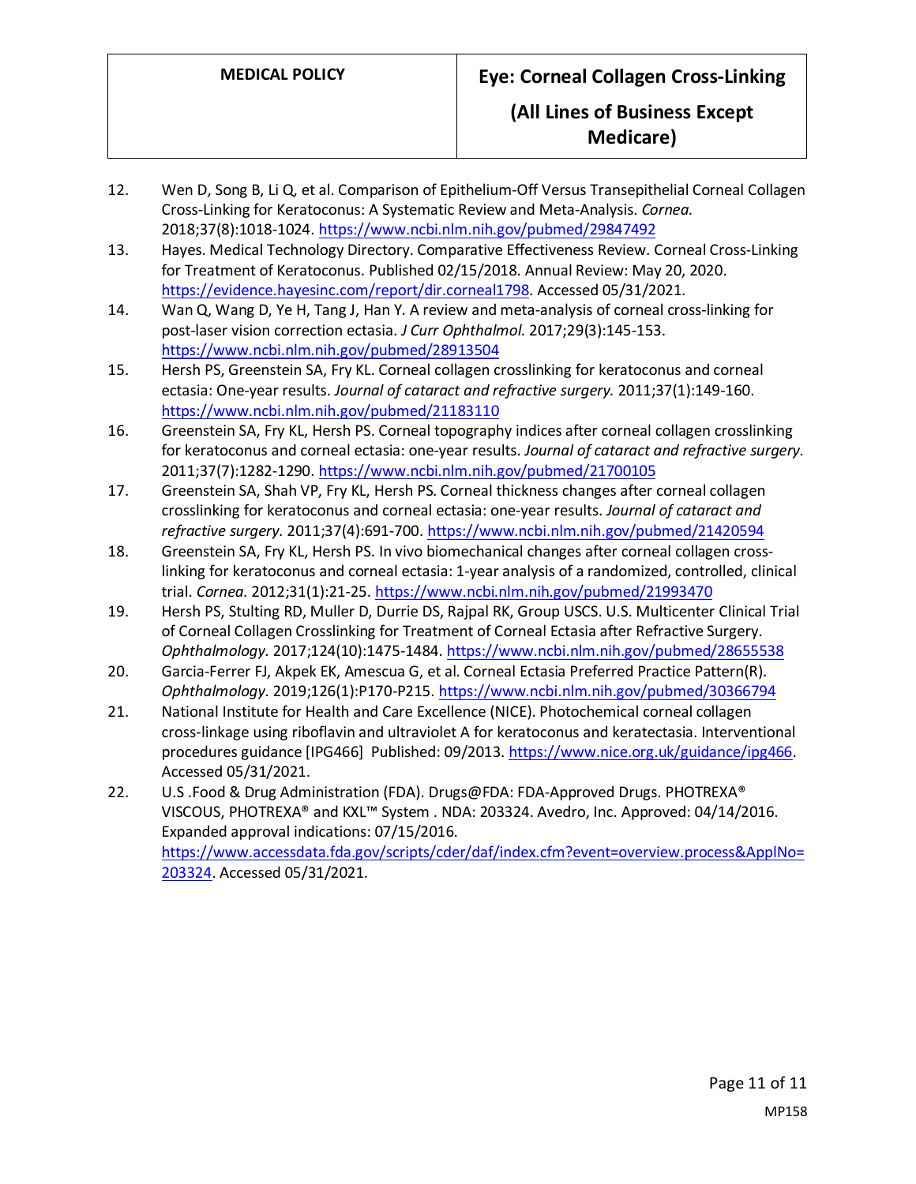12. Wen D, Song B, Li Q, et al. Comparison of Epithelium-Off Versus Transepithelial Corneal Collagen Cross-Linking for Keratoconus: A Systematic Review and Meta-Analysis. *Cornea.* 2018;37(8):1018-1024. https://www.ncbi.nlm.nih.gov/pubmed/29847492
13. Hayes. Medical Technology Directory. Comparative Effectiveness Review. Corneal Cross-Linking for Treatment of Keratoconus. Published 02/15/2018. Annual Review: May 20, 2020. https://evidence.hayesinc.com/report/dir.corneal1798. Accessed 05/31/2021.
14. Wan Q, Wang D, Ye H, Tang J, Han Y. A review and meta-analysis of corneal cross-linking for post-laser vision correction ectasia. *J Curr Ophthalmol.* 2017;29(3):145-153. https://www.ncbi.nlm.nih.gov/pubmed/28913504
15. Hersh PS, Greenstein SA, Fry KL. Corneal collagen crosslinking for keratoconus and corneal ectasia: One-year results. *Journal of cataract and refractive surgery.* 2011;37(1):149-160. https://www.ncbi.nlm.nih.gov/pubmed/21183110
16. Greenstein SA, Fry KL, Hersh PS. Corneal topography indices after corneal collagen crosslinking for keratoconus and corneal ectasia: one-year results. *Journal of cataract and refractive surgery.* 2011;37(7):1282-1290. https://www.ncbi.nlm.nih.gov/pubmed/21700105
17. Greenstein SA, Shah VP, Fry KL, Hersh PS. Corneal thickness changes after corneal collagen crosslinking for keratoconus and corneal ectasia: one-year results. *Journal of cataract and refractive surgery.* 2011;37(4):691-700. https://www.ncbi.nlm.nih.gov/pubmed/21420594
18. Greenstein SA, Fry KL, Hersh PS. In vivo biomechanical changes after corneal collagen cross-linking for keratoconus and corneal ectasia: 1-year analysis of a randomized, controlled, clinical trial. *Cornea.* 2012;31(1):21-25. https://www.ncbi.nlm.nih.gov/pubmed/21993470
19. Hersh PS, Stulting RD, Muller D, Durrie DS, Rajpal RK, Group USCS. U.S. Multicenter Clinical Trial of Corneal Collagen Crosslinking for Treatment of Corneal Ectasia after Refractive Surgery. *Ophthalmology.* 2017;124(10):1475-1484. https://www.ncbi.nlm.nih.gov/pubmed/28655538
20. Garcia-Ferrer FJ, Akpek EK, Amescua G, et al. Corneal Ectasia Preferred Practice Pattern(R). *Ophthalmology.* 2019;126(1):P170-P215. https://www.ncbi.nlm.nih.gov/pubmed/30366794
21. National Institute for Health and Care Excellence (NICE). Photochemical corneal collagen cross-linkage using riboflavin and ultraviolet A for keratoconus and keratectasia. Interventional procedures guidance [IPG466] Published: 09/2013. https://www.nice.org.uk/guidance/ipg466. Accessed 05/31/2021.
22. U.S .Food & Drug Administration (FDA). Drugs@FDA: FDA-Approved Drugs. PHOTREXA® VISCOUS, PHOTREXA® and KXL™ System . NDA: 203324. Avedro, Inc. Approved: 04/14/2016. Expanded approval indications: 07/15/2016. https://www.accessdata.fda.gov/scripts/cder/daf/index.cfm?event=overview.process&ApplNo=203324. Accessed 05/31/2021.